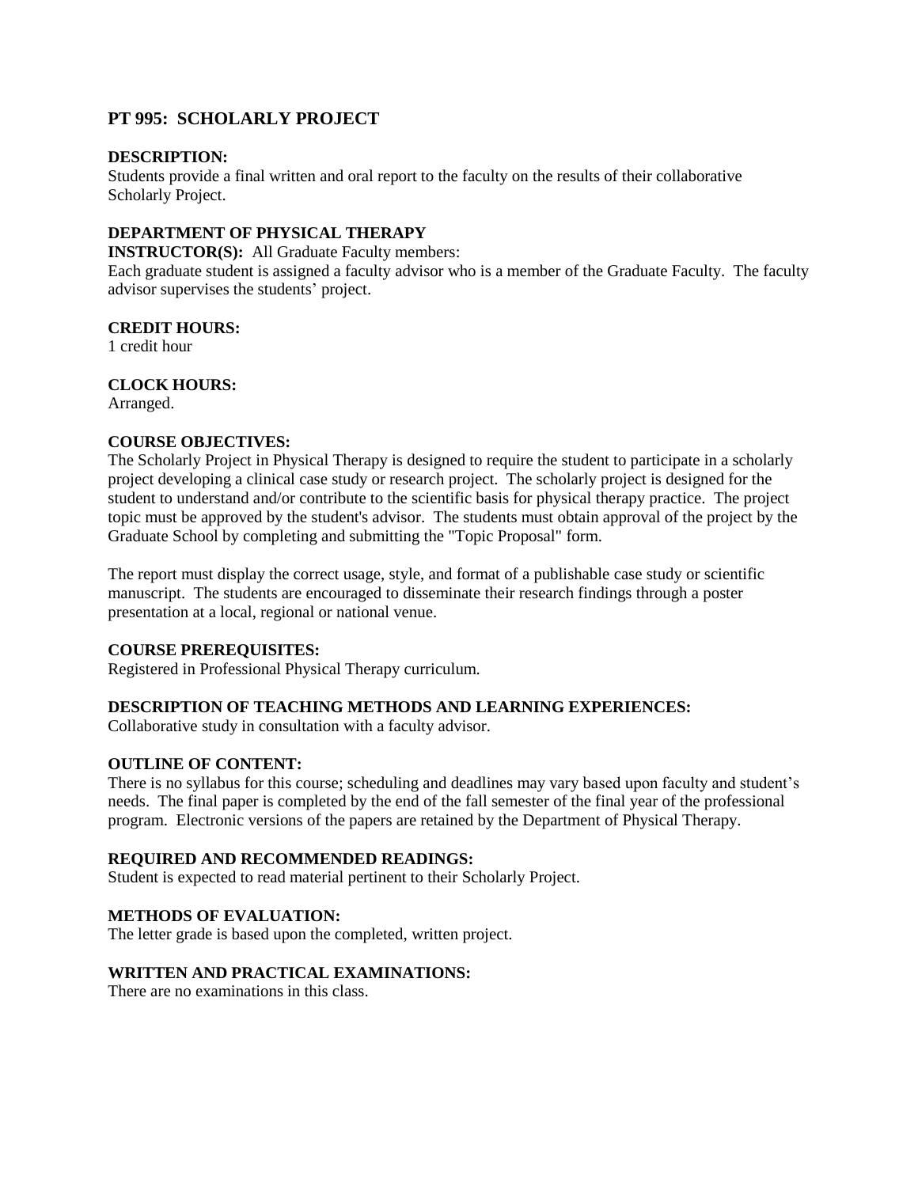# PT 995: SCHOLARLY PROJECT

**DESCRIPTION:**
Students provide a final written and oral report to the faculty on the results of their collaborative Scholarly Project.

**DEPARTMENT OF PHYSICAL THERAPY**
**INSTRUCTOR(S):** All Graduate Faculty members:
Each graduate student is assigned a faculty advisor who is a member of the Graduate Faculty. The faculty advisor supervises the students' project.

**CREDIT HOURS:**
1 credit hour

**CLOCK HOURS:**
Arranged.

**COURSE OBJECTIVES:**
The Scholarly Project in Physical Therapy is designed to require the student to participate in a scholarly project developing a clinical case study or research project. The scholarly project is designed for the student to understand and/or contribute to the scientific basis for physical therapy practice. The project topic must be approved by the student's advisor. The students must obtain approval of the project by the Graduate School by completing and submitting the "Topic Proposal" form.

The report must display the correct usage, style, and format of a publishable case study or scientific manuscript. The students are encouraged to disseminate their research findings through a poster presentation at a local, regional or national venue.

**COURSE PREREQUISITES:**
Registered in Professional Physical Therapy curriculum.

**DESCRIPTION OF TEACHING METHODS AND LEARNING EXPERIENCES:**
Collaborative study in consultation with a faculty advisor.

**OUTLINE OF CONTENT:**
There is no syllabus for this course; scheduling and deadlines may vary based upon faculty and student's needs. The final paper is completed by the end of the fall semester of the final year of the professional program. Electronic versions of the papers are retained by the Department of Physical Therapy.

**REQUIRED AND RECOMMENDED READINGS:**
Student is expected to read material pertinent to their Scholarly Project.

**METHODS OF EVALUATION:**
The letter grade is based upon the completed, written project.

**WRITTEN AND PRACTICAL EXAMINATIONS:**
There are no examinations in this class.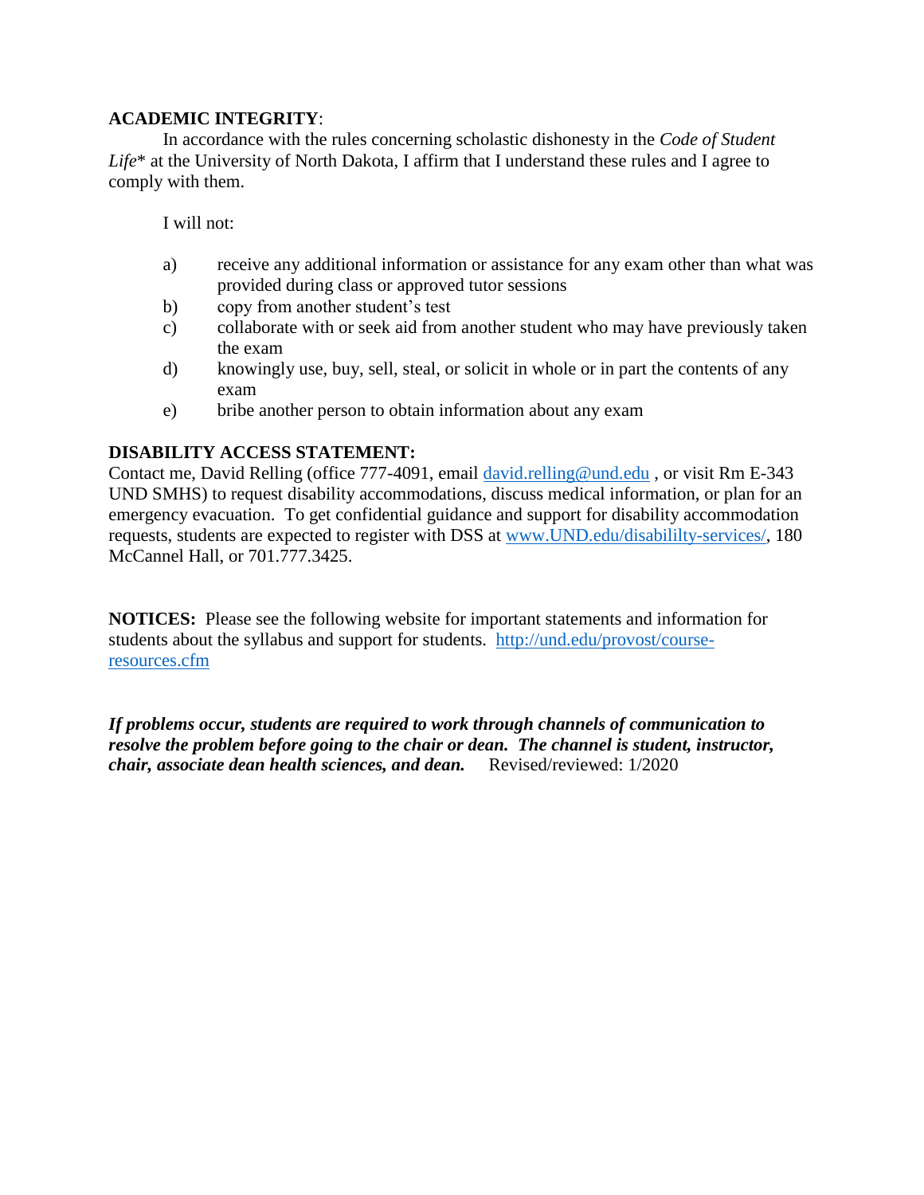**ACADEMIC INTEGRITY**:

In accordance with the rules concerning scholastic dishonesty in the *Code of Student Life*\* at the University of North Dakota, I affirm that I understand these rules and I agree to comply with them.

I will not:

a) receive any additional information or assistance for any exam other than what was provided during class or approved tutor sessions
b) copy from another student's test
c) collaborate with or seek aid from another student who may have previously taken the exam
d) knowingly use, buy, sell, steal, or solicit in whole or in part the contents of any exam
e) bribe another person to obtain information about any exam

**DISABILITY ACCESS STATEMENT:**

Contact me, David Relling (office 777-4091, email [david.relling@und.edu](mailto:david.relling@und.edu) , or visit Rm E-343 UND SMHS) to request disability accommodations, discuss medical information, or plan for an emergency evacuation. To get confidential guidance and support for disability accommodation requests, students are expected to register with DSS at [www.UND.edu/disabililty-services/](www.UND.edu/disabililty-services/), 180 McCannel Hall, or 701.777.3425.

**NOTICES:** Please see the following website for important statements and information for students about the syllabus and support for students. [http://und.edu/provost/course-resources.cfm](http://und.edu/provost/course-resources.cfm)

***If problems occur, students are required to work through channels of communication to resolve the problem before going to the chair or dean. The channel is student, instructor, chair, associate dean health sciences, and dean.*** Revised/reviewed: 1/2020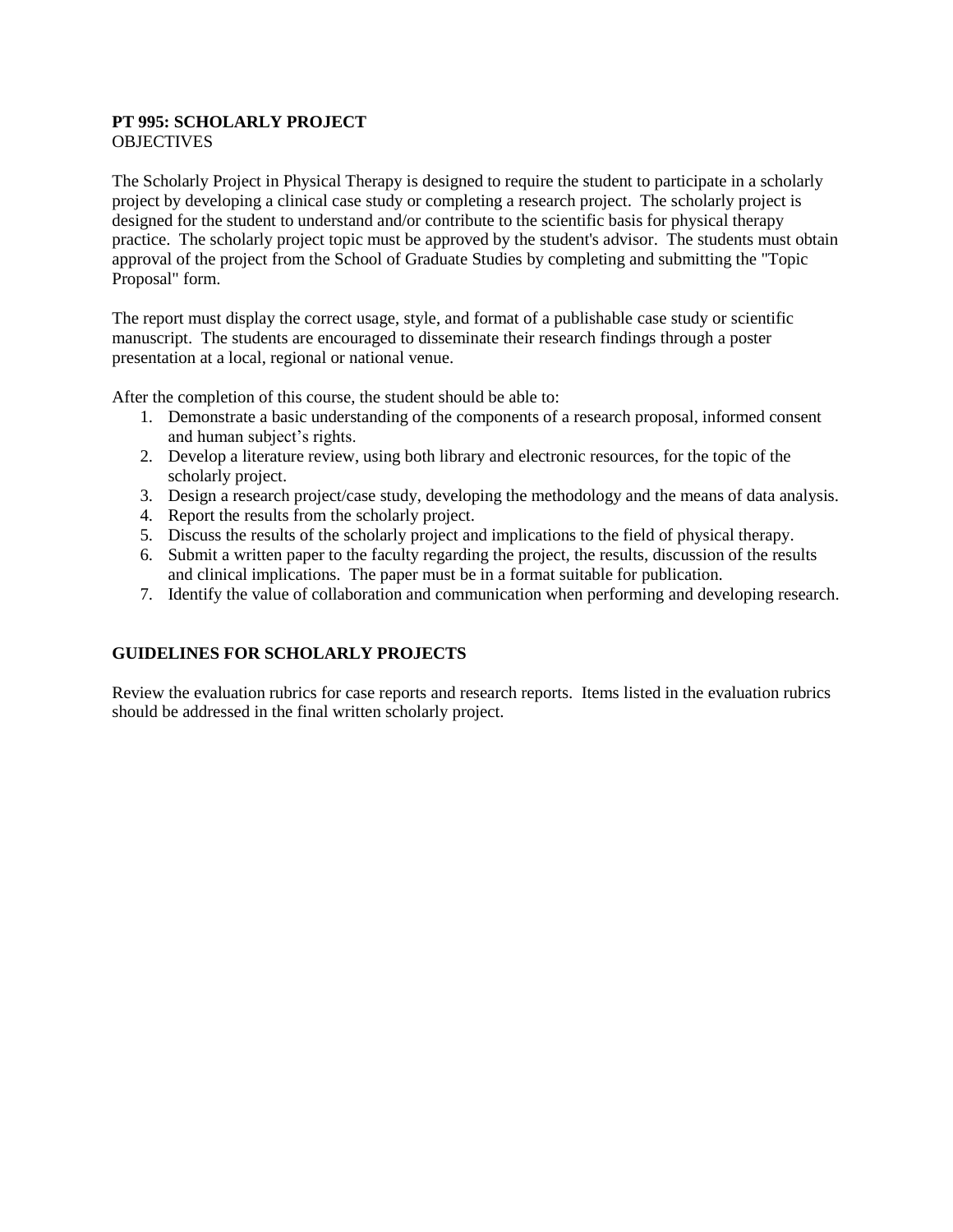**PT 995: SCHOLARLY PROJECT**
OBJECTIVES

The Scholarly Project in Physical Therapy is designed to require the student to participate in a scholarly project by developing a clinical case study or completing a research project. The scholarly project is designed for the student to understand and/or contribute to the scientific basis for physical therapy practice. The scholarly project topic must be approved by the student's advisor. The students must obtain approval of the project from the School of Graduate Studies by completing and submitting the "Topic Proposal" form.

The report must display the correct usage, style, and format of a publishable case study or scientific manuscript. The students are encouraged to disseminate their research findings through a poster presentation at a local, regional or national venue.

After the completion of this course, the student should be able to:

1. Demonstrate a basic understanding of the components of a research proposal, informed consent and human subject's rights.
2. Develop a literature review, using both library and electronic resources, for the topic of the scholarly project.
3. Design a research project/case study, developing the methodology and the means of data analysis.
4. Report the results from the scholarly project.
5. Discuss the results of the scholarly project and implications to the field of physical therapy.
6. Submit a written paper to the faculty regarding the project, the results, discussion of the results and clinical implications. The paper must be in a format suitable for publication.
7. Identify the value of collaboration and communication when performing and developing research.

**GUIDELINES FOR SCHOLARLY PROJECTS**

Review the evaluation rubrics for case reports and research reports. Items listed in the evaluation rubrics should be addressed in the final written scholarly project.